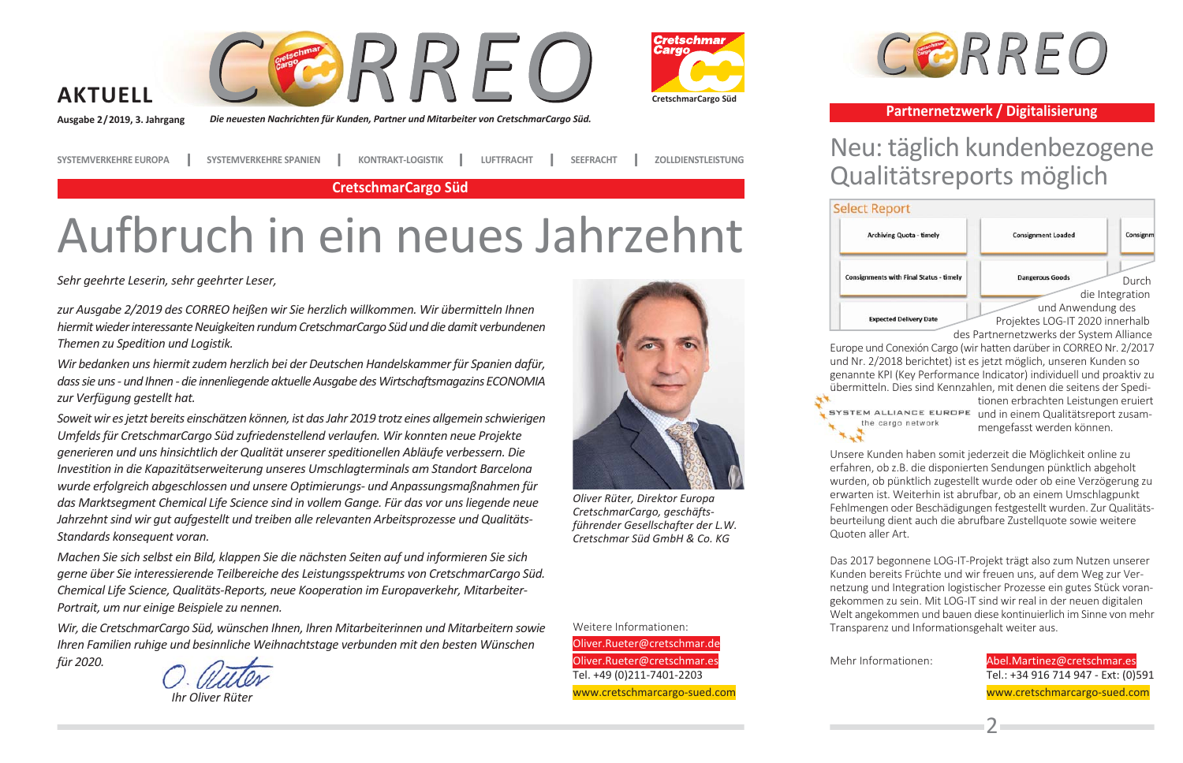# AKTUELL CORREO

Ausgabe 2/2019, 3. Jahrgang

*Die neuesten Nachrichten für Kunden, Partner und Mitarbeiter von CretschmarCargo Süd.*

SYSTEMVERKEHRE EUROPA | SYSTEMVERKEHRE SPANIEN | KONTRAKT-LOGISTIK | LUFTFRACHT | SEEFRACHT | ZOLLDIENSTLEISTUNG

**CretschmarCargo Süd**

# Aufbruch in ein neues Jahrzehnt

*Sehr geehrte Leserin, sehr geehrter Leser,*

*zur Ausgabe 2/2019 des CORREO heißen wir Sie herzlich willkommen. Wir übermitteln Ihnen hiermit wieder interessante Neuigkeiten rundum CretschmarCargo Süd und die damit verbundenen Themen zu Spedition und Logistik.*

*Wir bedanken uns hiermit zudem herzlich bei der Deutschen Handelskammer für Spanien dafür, dass sie uns - und Ihnen - die innenliegende aktuelle Ausgabe des Wirtschaftsmagazins ECONOMIA zur Verfügung gestellt hat.*

*Soweit wir es jetzt bereits einschätzen können, ist das Jahr 2019 trotz eines allgemein schwierigen Umfelds für CretschmarCargo Süd zufriedenstellend verlaufen. Wir konnten neue Projekte generieren und uns hinsichtlich der Qualität unserer speditionellen Abläufe verbessern. Die Investition in die Kapazitätserweiterung unseres Umschlagterminals am Standort Barcelona wurde erfolgreich abgeschlossen und unsere Optimierungs- und Anpassungsmaßnahmen für das Marktsegment Chemical Life Science sind in vollem Gange. Für das vor uns liegende neue Jahrzehnt sind wir gut aufgestellt und treiben alle relevanten Arbeitsprozesse und Qualitäts-Standards konsequent voran.*

*Machen Sie sich selbst ein Bild, klappen Sie die nächsten Seiten auf und informieren Sie sich gerne über Sie interessierende Teilbereiche des Leistungsspektrums von CretschmarCargo Süd. Chemical Life Science, Qualitäts-Reports, neue Kooperation im Europaverkehr, Mitarbeiter-Portrait, um nur einige Beispiele zu nennen.*

*Wir, die CretschmarCargo Süd, wünschen Ihnen, Ihren Mitarbeiterinnen und Mitarbeitern sowie Ihren Familien ruhige und besinnliche Weihnachtstage verbunden mit den besten Wünschen für 2020.*

*Ihr Oliver Rüter*

*Oliver Rüter, Direktor Europa CretschmarCargo, geschäftsführender Gesellschafter der L.W. Cretschmar Süd GmbH & Co. KG*

Weitere Informationen:
Oliver.Rueter@cretschmar.de
Oliver.Rueter@cretschmar.es
Tel. +49 (0)211-7401-2203
www.cretschmarcargo-sued.com

---

**Partnernetzwerk / Digitalisierung**

## Neu: täglich kundenbezogene Qualitätsreports möglich

Durch die Integration und Anwendung des Projektes LOG-IT 2020 innerhalb des Partnernetzwerks der System Alliance Europe und Conexión Cargo (wir hatten darüber in CORREO Nr. 2/2017 und Nr. 2/2018 berichtet) ist es jetzt möglich, unseren Kunden so genannte KPI (Key Performance Indicator) individuell und proaktiv zu übermitteln. Dies sind Kennzahlen, mit denen die seitens der Speditionen erbrachten Leistungen eruiert und in einem Qualitätsreport zusammengefasst werden können.

Unsere Kunden haben somit jederzeit die Möglichkeit online zu erfahren, ob z.B. die disponierten Sendungen pünktlich abgeholt wurden, ob pünktlich zugestellt wurde oder ob eine Verzögerung zu erwarten ist. Weiterhin ist abrufbar, ob an einem Umschlagpunkt Fehlmengen oder Beschädigungen festgestellt wurden. Zur Qualitätsbeurteilung dient auch die abrufbare Zustellquote sowie weitere Quoten aller Art.

Das 2017 begonnene LOG-IT-Projekt trägt also zum Nutzen unserer Kunden bereits Früchte und wir freuen uns, auf dem Weg zur Vernetzung und Integration logistischer Prozesse ein gutes Stück vorangekommen zu sein. Mit LOG-IT sind wir real in der neuen digitalen Welt angekommen und bauen diese kontinuierlich im Sinne von mehr Transparenz und Informationsgehalt weiter aus.

Mehr Informationen:
Abel.Martinez@cretschmar.es
Tel.: +34 916 714 947 - Ext: (0)591
www.cretschmarcargo-sued.com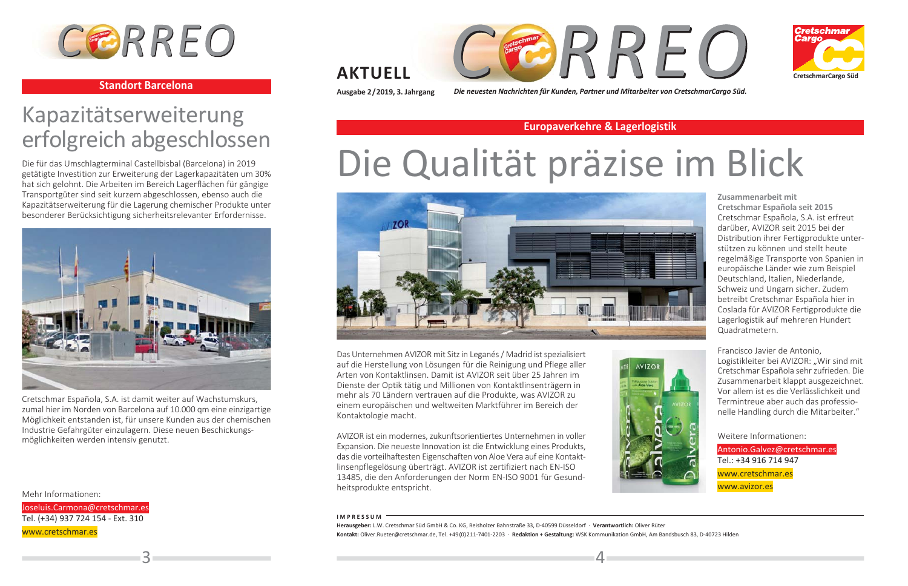## Standort Barcelona

# Kapazitätserweiterung erfolgreich abgeschlossen

Die für das Umschlagterminal Castellbisbal (Barcelona) in 2019 getätigte Investition zur Erweiterung der Lagerkapazitäten um 30% hat sich gelohnt. Die Arbeiten im Bereich Lagerflächen für gängige Transportgüter sind seit kurzem abgeschlossen, ebenso auch die Kapazitätserweiterung für die Lagerung chemischer Produkte unter besonderer Berücksichtigung sicherheitsrelevanter Erfordernisse.

Cretschmar Española, S.A. ist damit weiter auf Wachstumskurs, zumal hier im Norden von Barcelona auf 10.000 qm eine einzigartige Möglichkeit entstanden ist, für unsere Kunden aus der chemischen Industrie Gefahrgüter einzulagern. Diese neuen Beschickungsmöglichkeiten werden intensiv genutzt.

Mehr Informationen:
Joseluis.Carmona@cretschmar.es
Tel. (+34) 937 724 154 - Ext. 310
www.cretschmar.es

---

**AKTUELL** CORREO

CretschmarCargo Süd

Ausgabe 2 / 2019, 3. Jahrgang

*Die neuesten Nachrichten für Kunden, Partner und Mitarbeiter von CretschmarCargo Süd.*

## Europaverkehre & Lagerlogistik

# Die Qualität präzise im Blick

Das Unternehmen AVIZOR mit Sitz in Leganés / Madrid ist spezialisiert auf die Herstellung von Lösungen für die Reinigung und Pflege aller Arten von Kontaktlinsen. Damit ist AVIZOR seit über 25 Jahren im Dienste der Optik tätig und Millionen von Kontaktlinsenträgern in mehr als 70 Ländern vertrauen auf die Produkte, was AVIZOR zu einem europäischen und weltweiten Marktführer im Bereich der Kontaktologie macht.

AVIZOR ist ein modernes, zukunftsorientiertes Unternehmen in voller Expansion. Die neueste Innovation ist die Entwicklung eines Produkts, das die vorteilhaftesten Eigenschaften von Aloe Vera auf eine Kontaktlinsenpflegelösung überträgt. AVIZOR ist zertifiziert nach EN-ISO 13485, die den Anforderungen der Norm EN-ISO 9001 für Gesundheitsprodukte entspricht.

**Zusammenarbeit mit Cretschmar Española seit 2015**
Cretschmar Española, S.A. ist erfreut darüber, AVIZOR seit 2015 bei der Distribution ihrer Fertigprodukte unterstützen zu können und stellt heute regelmäßige Transporte von Spanien in europäische Länder wie zum Beispiel Deutschland, Italien, Niederlande, Schweiz und Ungarn sicher. Zudem betreibt Cretschmar Española hier in Coslada für AVIZOR Fertigprodukte die Lagerlogistik auf mehreren Hundert Quadratmetern.

Francisco Javier de Antonio, Logistikleiter bei AVIZOR: „Wir sind mit Cretschmar Española sehr zufrieden. Die Zusammenarbeit klappt ausgezeichnet. Vor allem ist es die Verlässlichkeit und Termintreue aber auch das professionelle Handling durch die Mitarbeiter."

Weitere Informationen:
Antonio.Galvez@cretschmar.es
Tel.: +34 916 714 947
www.cretschmar.es
www.avizor.es

**IMPRESSUM**
**Herausgeber:** L.W. Cretschmar Süd GmbH & Co. KG, Reisholzer Bahnstraße 33, D-40599 Düsseldorf · **Verantwortlich:** Oliver Rüter
**Kontakt:** Oliver.Rueter@cretschmar.de, Tel. +49(0)211-7401-2203 · **Redaktion + Gestaltung:** WSK Kommunikation GmbH, Am Bandsbusch 83, D-40723 Hilden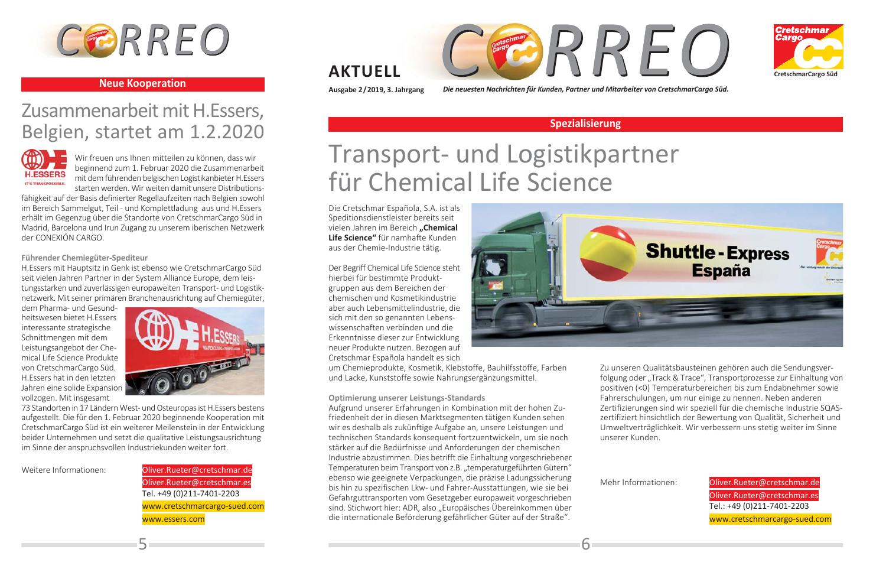## Neue Kooperation

# Zusammenarbeit mit H.Essers, Belgien, startet am 1.2.2020

Wir freuen uns Ihnen mitteilen zu können, dass wir beginnend zum 1. Februar 2020 die Zusammenarbeit mit dem führenden belgischen Logistikanbieter H.Essers starten werden. Wir weiten damit unsere Distributionsfähigkeit auf der Basis definierter Regellaufzeiten nach Belgien sowohl im Bereich Sammelgut, Teil - und Komplettladung aus und H.Essers erhält im Gegenzug über die Standorte von CretschmarCargo Süd in Madrid, Barcelona und Irun Zugang zu unserem iberischen Netzwerk der CONEXIÓN CARGO.

### Führender Chemiegüter-Spediteur

H.Essers mit Hauptsitz in Genk ist ebenso wie CretschmarCargo Süd seit vielen Jahren Partner in der System Alliance Europe, dem leistungsstarken und zuverlässigen europaweiten Transport- und Logistiknetzwerk. Mit seiner primären Branchenausrichtung auf Chemiegüter, dem Pharma- und Gesundheitswesen bietet H.Essers interessante strategische Schnittmengen mit dem Leistungsangebot der Chemical Life Science Produkte von CretschmarCargo Süd. H.Essers hat in den letzten Jahren eine solide Expansion vollzogen. Mit insgesamt 73 Standorten in 17 Ländern West- und Osteuropas ist H.Essers bestens aufgestellt. Für den 1. Februar 2020 beginnende Kooperation mit CretschmarCargo Süd ist ein weiterer Meilenstein in der Entwicklung beider Unternehmen und setzt die qualitative Leistungsausrichtung im Sinne der anspruchsvollen Industriekunden weiter fort.

Weitere Informationen:

Oliver.Rueter@cretschmar.de
Oliver.Rueter@cretschmar.es
Tel. +49 (0)211-7401-2203
www.cretschmarcargo-sued.com
www.essers.com

---

**AKTUELL**

Ausgabe 2/2019, 3. Jahrgang — *Die neuesten Nachrichten für Kunden, Partner und Mitarbeiter von CretschmarCargo Süd.*

## Spezialisierung

# Transport- und Logistikpartner für Chemical Life Science

Die Cretschmar Española, S.A. ist als Speditionsdienstleister bereits seit vielen Jahren im Bereich **„Chemical Life Science"** für namhafte Kunden aus der Chemie-Industrie tätig.

Der Begriff Chemical Life Science steht hierbei für bestimmte Produktgruppen aus dem Bereichen der chemischen und Kosmetikindustrie aber auch Lebensmittelindustrie, die sich mit den so genannten Lebenswissenschaften verbinden und die Erkenntnisse dieser zur Entwicklung neuer Produkte nutzen. Bezogen auf Cretschmar Española handelt es sich um Chemieprodukte, Kosmetik, Klebstoffe, Bauhilfsstoffe, Farben und Lacke, Kunststoffe sowie Nahrungsergänzungsmittel.

### Optimierung unserer Leistungs-Standards

Aufgrund unserer Erfahrungen in Kombination mit der hohen Zufriedenheit der in diesen Marktsegmenten tätigen Kunden sehen wir es deshalb als zukünftige Aufgabe an, unsere Leistungen und technischen Standards konsequent fortzuentwickeln, um sie noch stärker auf die Bedürfnisse und Anforderungen der chemischen Industrie abzustimmen. Dies betrifft die Einhaltung vorgeschriebener Temperaturen beim Transport von z.B. „temperaturgeführten Gütern" ebenso wie geeignete Verpackungen, die präzise Ladungssicherung bis hin zu spezifischen Lkw- und Fahrer-Ausstattungen, wie sie bei Gefahrguttransporten vom Gesetzgeber europaweit vorgeschrieben sind. Stichwort hier: ADR, also „Europäisches Übereinkommen über die internationale Beförderung gefährlicher Güter auf der Straße".

Zu unseren Qualitätsbausteinen gehören auch die Sendungsverfolgung oder „Track & Trace", Transportprozesse zur Einhaltung von positiven (<0) Temperaturbereichen bis zum Endabnehmer sowie Fahrerschulungen, um nur einige zu nennen. Neben anderen Zertifizierungen sind wir speziell für die chemische Industrie SQAS-zertifiziert hinsichtlich der Bewertung von Qualität, Sicherheit und Umweltverträglichkeit. Wir verbessern uns stetig weiter im Sinne unserer Kunden.

Mehr Informationen:

Oliver.Rueter@cretschmar.de
Oliver.Rueter@cretschmar.es
Tel.: +49 (0)211-7401-2203
www.cretschmarcargo-sued.com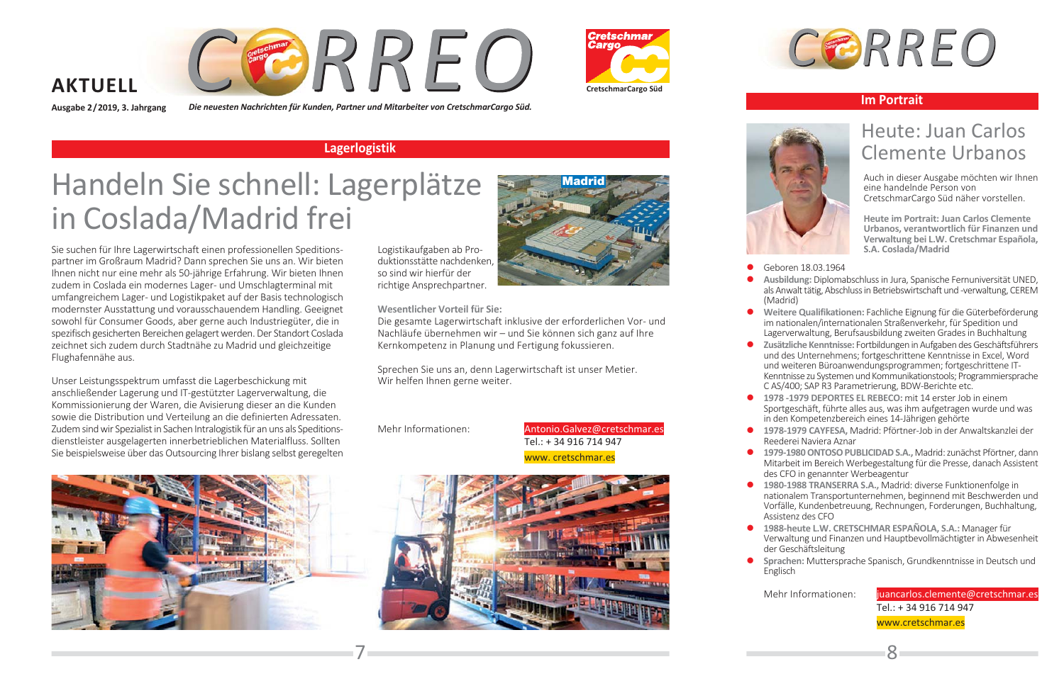AKTUELL

Ausgabe 2/2019, 3. Jahrgang

*Die neuesten Nachrichten für Kunden, Partner und Mitarbeiter von CretschmarCargo Süd.*

## Lagerlogistik

# Handeln Sie schnell: Lagerplätze in Coslada/Madrid frei

Sie suchen für Ihre Lagerwirtschaft einen professionellen Speditionspartner im Großraum Madrid? Dann sprechen Sie uns an. Wir bieten Ihnen nicht nur eine mehr als 50-jährige Erfahrung. Wir bieten Ihnen zudem in Coslada ein modernes Lager- und Umschlagterminal mit umfangreichem Lager- und Logistikpaket auf der Basis technologisch modernster Ausstattung und vorausschauendem Handling. Geeignet sowohl für Consumer Goods, aber gerne auch Industriegüter, die in spezifisch gesicherten Bereichen gelagert werden. Der Standort Coslada zeichnet sich zudem durch Stadtnähe zu Madrid und gleichzeitige Flughafennähe aus.

Unser Leistungsspektrum umfasst die Lagerbeschickung mit anschließender Lagerung und IT-gestützter Lagerverwaltung, die Kommissionierung der Waren, die Avisierung dieser an die Kunden sowie die Distribution und Verteilung an die definierten Adressaten. Zudem sind wir Spezialist in Sachen Intralogistik für an uns als Speditionsdienstleister ausgelagerten innerbetrieblichen Materialfluss. Sollten Sie beispielsweise über das Outsourcing Ihrer bislang selbst geregelten Logistikaufgaben ab Produktionsstätte nachdenken, so sind wir hierfür der richtige Ansprechpartner.

Madrid

**Wesentlicher Vorteil für Sie:**

Die gesamte Lagerwirtschaft inklusive der erforderlichen Vor- und Nachläufe übernehmen wir – und Sie können sich ganz auf Ihre Kernkompetenz in Planung und Fertigung fokussieren.

Sprechen Sie uns an, denn Lagerwirtschaft ist unser Metier. Wir helfen Ihnen gerne weiter.

Mehr Informationen: Antonio.Galvez@cretschmar.es
Tel.: + 34 916 714 947
www. cretschmar.es

## Im Portrait

# Heute: Juan Carlos Clemente Urbanos

Auch in dieser Ausgabe möchten wir Ihnen eine handelnde Person von CretschmarCargo Süd näher vorstellen.

**Heute im Portrait: Juan Carlos Clemente Urbanos, verantwortlich für Finanzen und Verwaltung bei L.W. Cretschmar Española, S.A. Coslada/Madrid**

- Geboren 18.03.1964
- **Ausbildung:** Diplomabschluss in Jura, Spanische Fernuniversität UNED, als Anwalt tätig, Abschluss in Betriebswirtschaft und -verwaltung, CEREM (Madrid)
- **Weitere Qualifikationen:** Fachliche Eignung für die Güterbeförderung im nationalen/internationalen Straßenverkehr, für Spedition und Lagerverwaltung, Berufsausbildung zweiten Grades in Buchhaltung
- **Zusätzliche Kenntnisse:** Fortbildungen in Aufgaben des Geschäftsführers und des Unternehmens; fortgeschrittene Kenntnisse in Excel, Word und weiteren Büroanwendungsprogrammen; fortgeschrittene IT-Kenntnisse zu Systemen und Kommunikationstools; Programmiersprache C AS/400; SAP R3 Parametrierung, BDW-Berichte etc.
- **1978 -1979 DEPORTES EL REBECO:** mit 14 erster Job in einem Sportgeschäft, führte alles aus, was ihm aufgetragen wurde und was in den Kompetenzbereich eines 14-Jährigen gehörte
- **1978-1979 CAYFESA,** Madrid: Pförtner-Job in der Anwaltskanzlei der Reederei Naviera Aznar
- **1979-1980 ONTOSO PUBLICIDAD S.A.,** Madrid: zunächst Pförtner, dann Mitarbeit im Bereich Werbegestaltung für die Presse, danach Assistent des CFO in genannter Werbeagentur
- **1980-1988 TRANSERRA S.A.,** Madrid: diverse Funktionenfolge in nationalem Transportunternehmen, beginnend mit Beschwerden und Vorfälle, Kundenbetreuung, Rechnungen, Forderungen, Buchhaltung, Assistenz des CFO
- **1988-heute L.W. CRETSCHMAR ESPAÑOLA, S.A.:** Manager für Verwaltung und Finanzen und Hauptbevollmächtigter in Abwesenheit der Geschäftsleitung
- **Sprachen:** Muttersprache Spanisch, Grundkenntnisse in Deutsch und Englisch

Mehr Informationen: juancarlos.clemente@cretschmar.es
Tel.: + 34 916 714 947
www.cretschmar.es